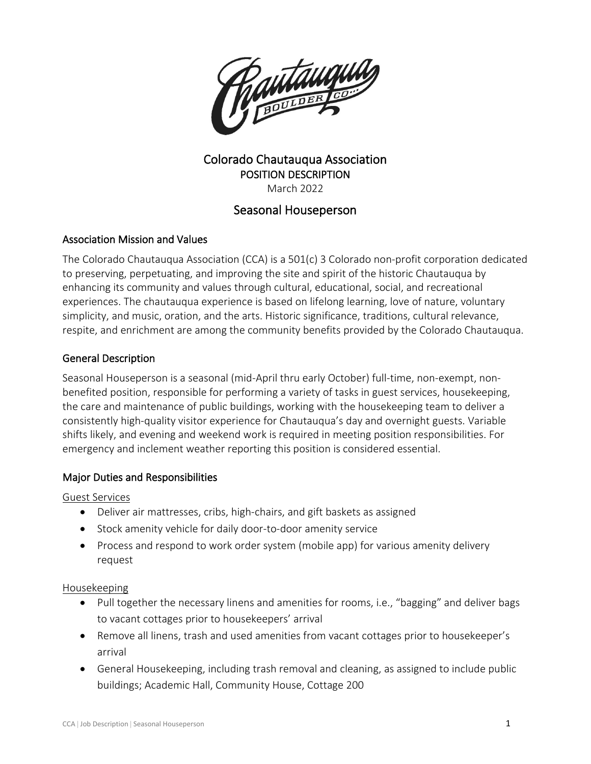# Colorado Chautauqua Association

POSITION DESCRIPTION

March 2022

## Seasonal Houseperson

### Association Mission and Values

The Colorado Chautauqua Association (CCA) is a 501(c) 3 Colorado non-profit corporation dedicated to preserving, perpetuating, and improving the site and spirit of the historic Chautauqua by enhancing its community and values through cultural, educational, social, and recreational experiences. The chautauqua experience is based on lifelong learning, love of nature, voluntary simplicity, and music, oration, and the arts. Historic significance, traditions, cultural relevance, respite, and enrichment are among the community benefits provided by the Colorado Chautauqua.

### General Description

Seasonal Houseperson is a seasonal (mid-April thru early October) full-time, non-exempt, non-benefited position, responsible for performing a variety of tasks in guest services, housekeeping, the care and maintenance of public buildings, working with the housekeeping team to deliver a consistently high-quality visitor experience for Chautauqua's day and overnight guests. Variable shifts likely, and evening and weekend work is required in meeting position responsibilities. For emergency and inclement weather reporting this position is considered essential.

### Major Duties and Responsibilities

<u>Guest Services</u>

- Deliver air mattresses, cribs, high-chairs, and gift baskets as assigned
- Stock amenity vehicle for daily door-to-door amenity service
- Process and respond to work order system (mobile app) for various amenity delivery request

<u>Housekeeping</u>

- Pull together the necessary linens and amenities for rooms, i.e., "bagging" and deliver bags to vacant cottages prior to housekeepers' arrival
- Remove all linens, trash and used amenities from vacant cottages prior to housekeeper's arrival
- General Housekeeping, including trash removal and cleaning, as assigned to include public buildings; Academic Hall, Community House, Cottage 200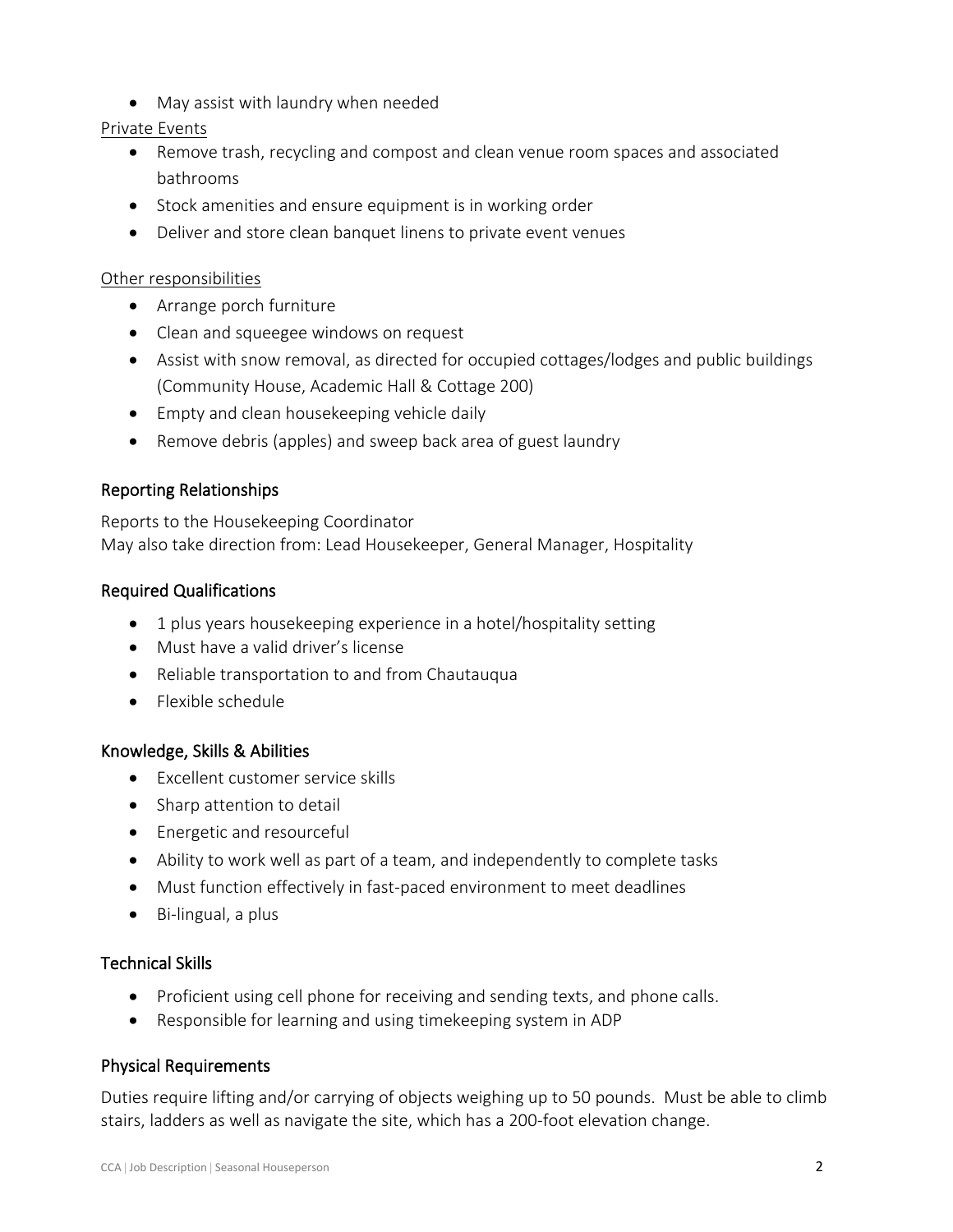- May assist with laundry when needed

Private Events

- Remove trash, recycling and compost and clean venue room spaces and associated bathrooms
- Stock amenities and ensure equipment is in working order
- Deliver and store clean banquet linens to private event venues

Other responsibilities

- Arrange porch furniture
- Clean and squeegee windows on request
- Assist with snow removal, as directed for occupied cottages/lodges and public buildings (Community House, Academic Hall & Cottage 200)
- Empty and clean housekeeping vehicle daily
- Remove debris (apples) and sweep back area of guest laundry

## Reporting Relationships

Reports to the Housekeeping Coordinator
May also take direction from: Lead Housekeeper, General Manager, Hospitality

## Required Qualifications

- 1 plus years housekeeping experience in a hotel/hospitality setting
- Must have a valid driver's license
- Reliable transportation to and from Chautauqua
- Flexible schedule

## Knowledge, Skills & Abilities

- Excellent customer service skills
- Sharp attention to detail
- Energetic and resourceful
- Ability to work well as part of a team, and independently to complete tasks
- Must function effectively in fast-paced environment to meet deadlines
- Bi-lingual, a plus

## Technical Skills

- Proficient using cell phone for receiving and sending texts, and phone calls.
- Responsible for learning and using timekeeping system in ADP

## Physical Requirements

Duties require lifting and/or carrying of objects weighing up to 50 pounds. Must be able to climb stairs, ladders as well as navigate the site, which has a 200-foot elevation change.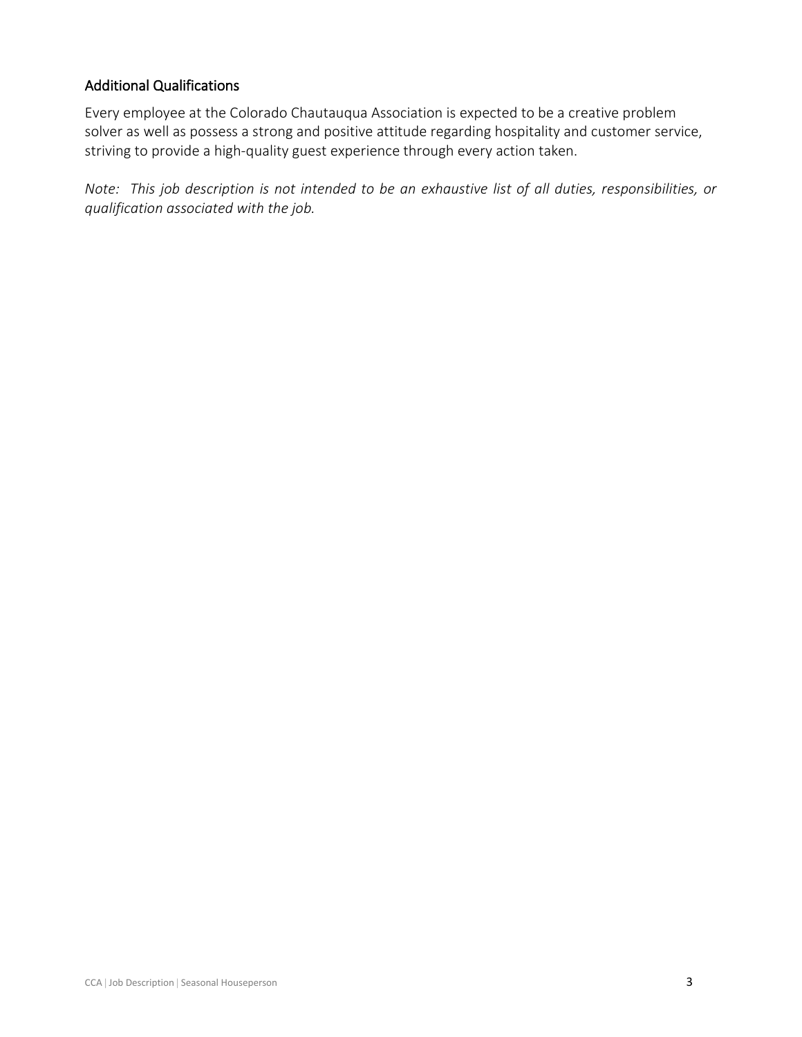## Additional Qualifications

Every employee at the Colorado Chautauqua Association is expected to be a creative problem solver as well as possess a strong and positive attitude regarding hospitality and customer service, striving to provide a high-quality guest experience through every action taken.

*Note: This job description is not intended to be an exhaustive list of all duties, responsibilities, or qualification associated with the job.*